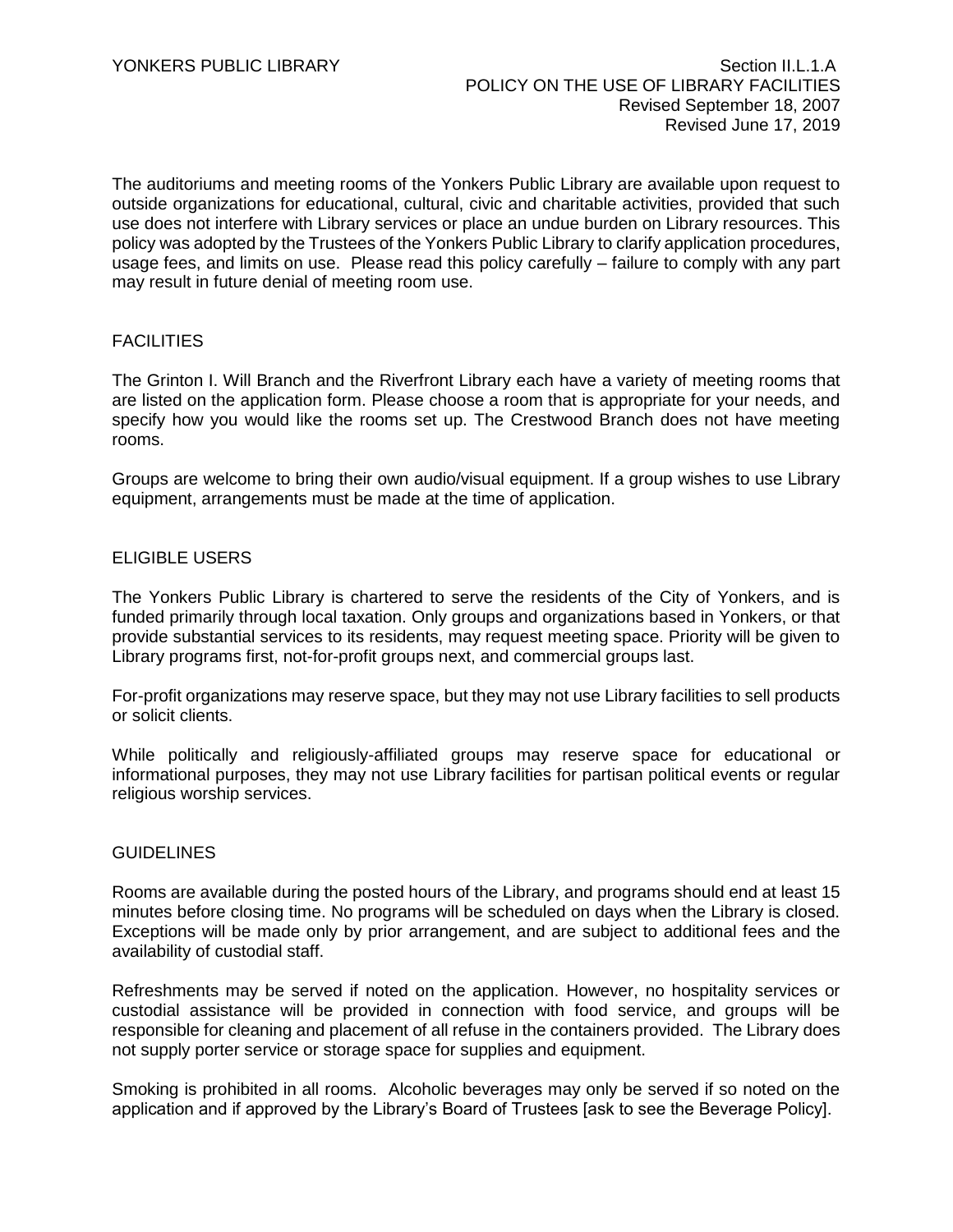YONKERS PUBLIC LIBRARY

Section II.L.1.A
POLICY ON THE USE OF LIBRARY FACILITIES
Revised September 18, 2007
Revised June 17, 2019

The auditoriums and meeting rooms of the Yonkers Public Library are available upon request to outside organizations for educational, cultural, civic and charitable activities, provided that such use does not interfere with Library services or place an undue burden on Library resources. This policy was adopted by the Trustees of the Yonkers Public Library to clarify application procedures, usage fees, and limits on use. Please read this policy carefully – failure to comply with any part may result in future denial of meeting room use.

## FACILITIES

The Grinton I. Will Branch and the Riverfront Library each have a variety of meeting rooms that are listed on the application form. Please choose a room that is appropriate for your needs, and specify how you would like the rooms set up. The Crestwood Branch does not have meeting rooms.

Groups are welcome to bring their own audio/visual equipment. If a group wishes to use Library equipment, arrangements must be made at the time of application.

## ELIGIBLE USERS

The Yonkers Public Library is chartered to serve the residents of the City of Yonkers, and is funded primarily through local taxation. Only groups and organizations based in Yonkers, or that provide substantial services to its residents, may request meeting space. Priority will be given to Library programs first, not-for-profit groups next, and commercial groups last.

For-profit organizations may reserve space, but they may not use Library facilities to sell products or solicit clients.

While politically and religiously-affiliated groups may reserve space for educational or informational purposes, they may not use Library facilities for partisan political events or regular religious worship services.

## GUIDELINES

Rooms are available during the posted hours of the Library, and programs should end at least 15 minutes before closing time. No programs will be scheduled on days when the Library is closed. Exceptions will be made only by prior arrangement, and are subject to additional fees and the availability of custodial staff.

Refreshments may be served if noted on the application. However, no hospitality services or custodial assistance will be provided in connection with food service, and groups will be responsible for cleaning and placement of all refuse in the containers provided. The Library does not supply porter service or storage space for supplies and equipment.

Smoking is prohibited in all rooms. Alcoholic beverages may only be served if so noted on the application and if approved by the Library's Board of Trustees [ask to see the Beverage Policy].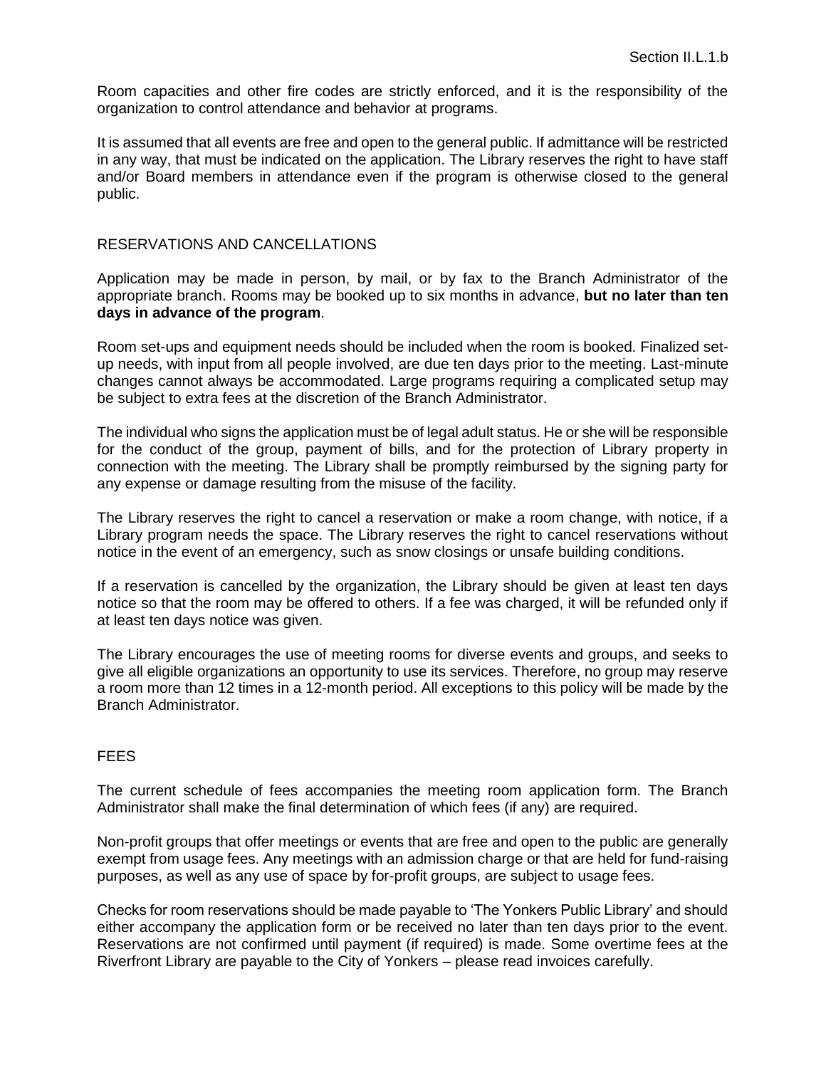Room capacities and other fire codes are strictly enforced, and it is the responsibility of the organization to control attendance and behavior at programs.

It is assumed that all events are free and open to the general public. If admittance will be restricted in any way, that must be indicated on the application. The Library reserves the right to have staff and/or Board members in attendance even if the program is otherwise closed to the general public.

## RESERVATIONS AND CANCELLATIONS

Application may be made in person, by mail, or by fax to the Branch Administrator of the appropriate branch. Rooms may be booked up to six months in advance, **but no later than ten days in advance of the program**.

Room set-ups and equipment needs should be included when the room is booked. Finalized set-up needs, with input from all people involved, are due ten days prior to the meeting. Last-minute changes cannot always be accommodated. Large programs requiring a complicated setup may be subject to extra fees at the discretion of the Branch Administrator.

The individual who signs the application must be of legal adult status. He or she will be responsible for the conduct of the group, payment of bills, and for the protection of Library property in connection with the meeting. The Library shall be promptly reimbursed by the signing party for any expense or damage resulting from the misuse of the facility.

The Library reserves the right to cancel a reservation or make a room change, with notice, if a Library program needs the space. The Library reserves the right to cancel reservations without notice in the event of an emergency, such as snow closings or unsafe building conditions.

If a reservation is cancelled by the organization, the Library should be given at least ten days notice so that the room may be offered to others. If a fee was charged, it will be refunded only if at least ten days notice was given.

The Library encourages the use of meeting rooms for diverse events and groups, and seeks to give all eligible organizations an opportunity to use its services. Therefore, no group may reserve a room more than 12 times in a 12-month period. All exceptions to this policy will be made by the Branch Administrator.

## FEES

The current schedule of fees accompanies the meeting room application form. The Branch Administrator shall make the final determination of which fees (if any) are required.

Non-profit groups that offer meetings or events that are free and open to the public are generally exempt from usage fees. Any meetings with an admission charge or that are held for fund-raising purposes, as well as any use of space by for-profit groups, are subject to usage fees.

Checks for room reservations should be made payable to 'The Yonkers Public Library' and should either accompany the application form or be received no later than ten days prior to the event. Reservations are not confirmed until payment (if required) is made. Some overtime fees at the Riverfront Library are payable to the City of Yonkers – please read invoices carefully.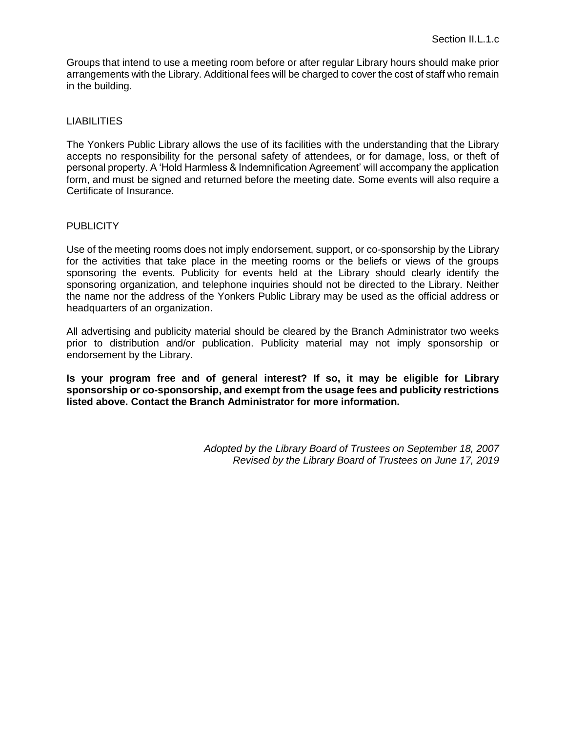Groups that intend to use a meeting room before or after regular Library hours should make prior arrangements with the Library. Additional fees will be charged to cover the cost of staff who remain in the building.

## LIABILITIES

The Yonkers Public Library allows the use of its facilities with the understanding that the Library accepts no responsibility for the personal safety of attendees, or for damage, loss, or theft of personal property. A 'Hold Harmless & Indemnification Agreement' will accompany the application form, and must be signed and returned before the meeting date. Some events will also require a Certificate of Insurance.

## PUBLICITY

Use of the meeting rooms does not imply endorsement, support, or co-sponsorship by the Library for the activities that take place in the meeting rooms or the beliefs or views of the groups sponsoring the events. Publicity for events held at the Library should clearly identify the sponsoring organization, and telephone inquiries should not be directed to the Library. Neither the name nor the address of the Yonkers Public Library may be used as the official address or headquarters of an organization.

All advertising and publicity material should be cleared by the Branch Administrator two weeks prior to distribution and/or publication. Publicity material may not imply sponsorship or endorsement by the Library.

**Is your program free and of general interest? If so, it may be eligible for Library sponsorship or co-sponsorship, and exempt from the usage fees and publicity restrictions listed above. Contact the Branch Administrator for more information.**

*Adopted by the Library Board of Trustees on September 18, 2007*
*Revised by the Library Board of Trustees on June 17, 2019*